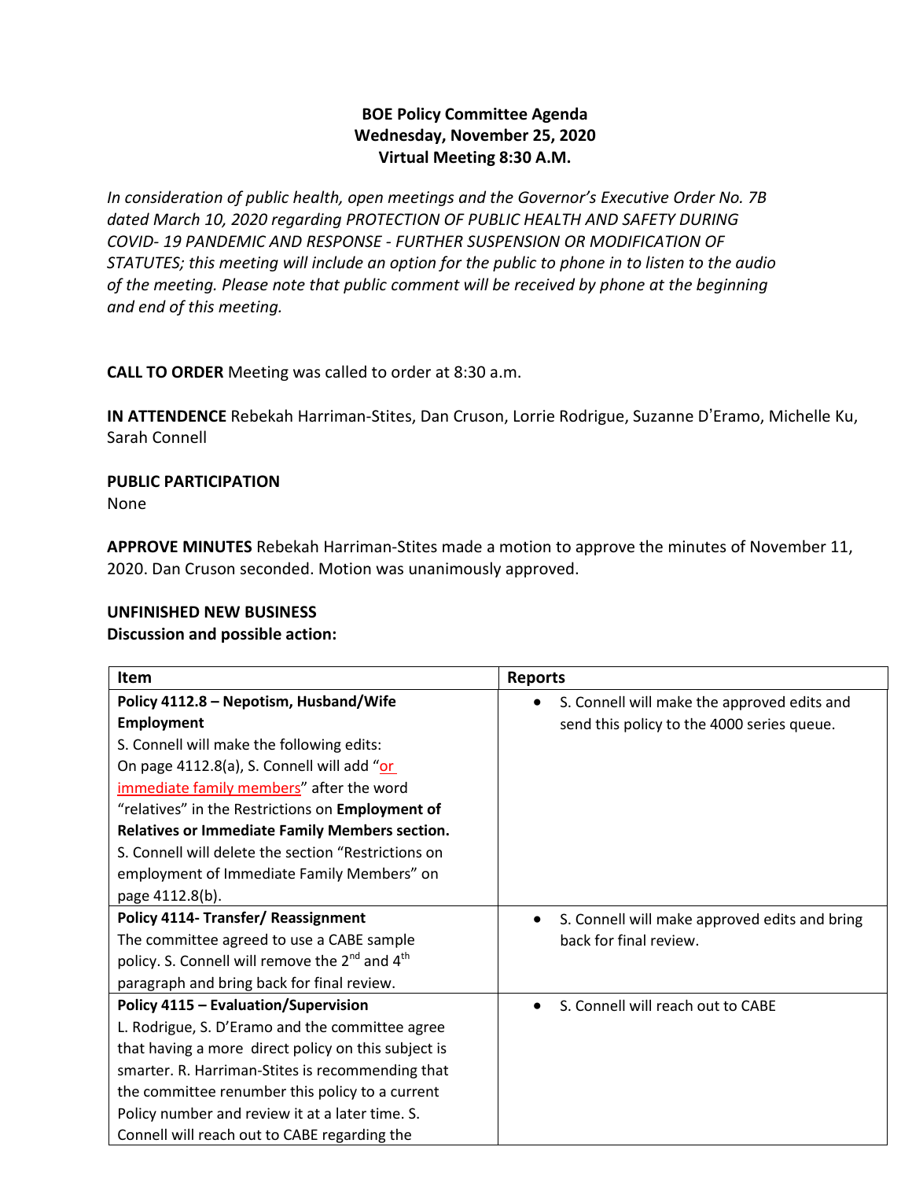# BOE Policy Committee Agenda
## Wednesday, November 25, 2020
## Virtual Meeting 8:30 A.M.

*In consideration of public health, open meetings and the Governor's Executive Order No. 7B dated March 10, 2020 regarding PROTECTION OF PUBLIC HEALTH AND SAFETY DURING COVID- 19 PANDEMIC AND RESPONSE - FURTHER SUSPENSION OR MODIFICATION OF STATUTES; this meeting will include an option for the public to phone in to listen to the audio of the meeting. Please note that public comment will be received by phone at the beginning and end of this meeting.*

**CALL TO ORDER** Meeting was called to order at 8:30 a.m.

**IN ATTENDENCE** Rebekah Harriman-Stites, Dan Cruson, Lorrie Rodrigue, Suzanne D'Eramo, Michelle Ku, Sarah Connell

**PUBLIC PARTICIPATION**
None

**APPROVE MINUTES** Rebekah Harriman-Stites made a motion to approve the minutes of November 11, 2020. Dan Cruson seconded. Motion was unanimously approved.

**UNFINISHED NEW BUSINESS**
**Discussion and possible action:**

| Item | Reports |
|---|---|
| **Policy 4112.8 – Nepotism, Husband/Wife Employment** S. Connell will make the following edits: On page 4112.8(a), S. Connell will add "or immediate family members" after the word "relatives" in the Restrictions on **Employment of Relatives or Immediate Family Members section.** S. Connell will delete the section "Restrictions on employment of Immediate Family Members" on page 4112.8(b). | • S. Connell will make the approved edits and send this policy to the 4000 series queue. |
| **Policy 4114- Transfer/ Reassignment** The committee agreed to use a CABE sample policy. S. Connell will remove the 2nd and 4th paragraph and bring back for final review. | • S. Connell will make approved edits and bring back for final review. |
| **Policy 4115 – Evaluation/Supervision** L. Rodrigue, S. D'Eramo and the committee agree that having a more direct policy on this subject is smarter. R. Harriman-Stites is recommending that the committee renumber this policy to a current Policy number and review it at a later time. S. Connell will reach out to CABE regarding the | • S. Connell will reach out to CABE |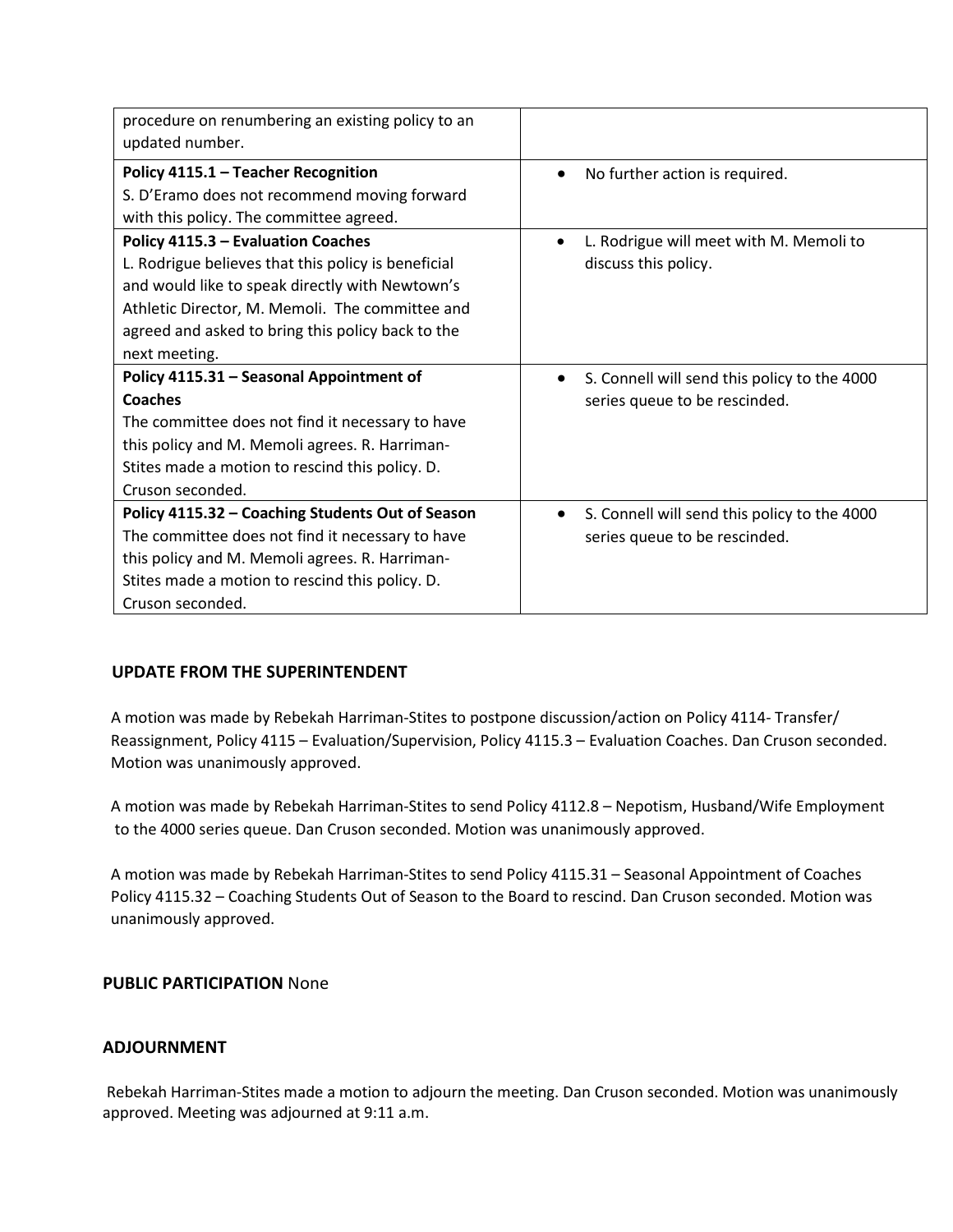| | |
|---|---|
| procedure on renumbering an existing policy to an updated number. | |
| **Policy 4115.1 – Teacher Recognition** S. D'Eramo does not recommend moving forward with this policy. The committee agreed. | • No further action is required. |
| **Policy 4115.3 – Evaluation Coaches** L. Rodrigue believes that this policy is beneficial and would like to speak directly with Newtown's Athletic Director, M. Memoli. The committee and agreed and asked to bring this policy back to the next meeting. | • L. Rodrigue will meet with M. Memoli to discuss this policy. |
| **Policy 4115.31 – Seasonal Appointment of Coaches** The committee does not find it necessary to have this policy and M. Memoli agrees. R. Harriman-Stites made a motion to rescind this policy. D. Cruson seconded. | • S. Connell will send this policy to the 4000 series queue to be rescinded. |
| **Policy 4115.32 – Coaching Students Out of Season** The committee does not find it necessary to have this policy and M. Memoli agrees. R. Harriman-Stites made a motion to rescind this policy. D. Cruson seconded. | • S. Connell will send this policy to the 4000 series queue to be rescinded. |

**UPDATE FROM THE SUPERINTENDENT**

A motion was made by Rebekah Harriman-Stites to postpone discussion/action on Policy 4114- Transfer/ Reassignment, Policy 4115 – Evaluation/Supervision, Policy 4115.3 – Evaluation Coaches. Dan Cruson seconded. Motion was unanimously approved.

A motion was made by Rebekah Harriman-Stites to send Policy 4112.8 – Nepotism, Husband/Wife Employment to the 4000 series queue. Dan Cruson seconded. Motion was unanimously approved.

A motion was made by Rebekah Harriman-Stites to send Policy 4115.31 – Seasonal Appointment of Coaches Policy 4115.32 – Coaching Students Out of Season to the Board to rescind. Dan Cruson seconded. Motion was unanimously approved.

**PUBLIC PARTICIPATION** None

**ADJOURNMENT**

Rebekah Harriman-Stites made a motion to adjourn the meeting. Dan Cruson seconded. Motion was unanimously approved. Meeting was adjourned at 9:11 a.m.